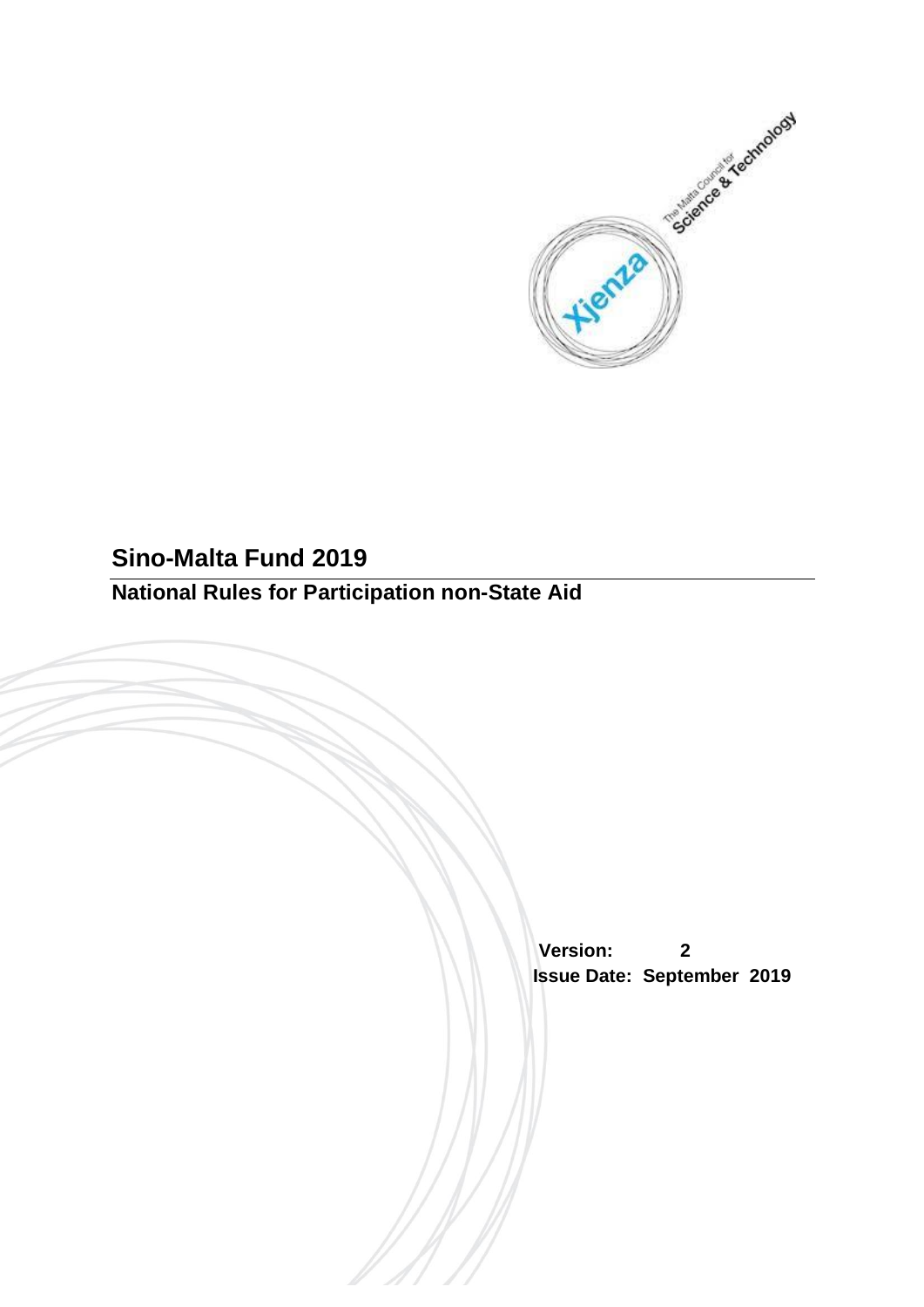# Sino-Malta Fund 2019

## National Rules for Participation non-State Aid

**Version: 2**

**Issue Date: September 2019**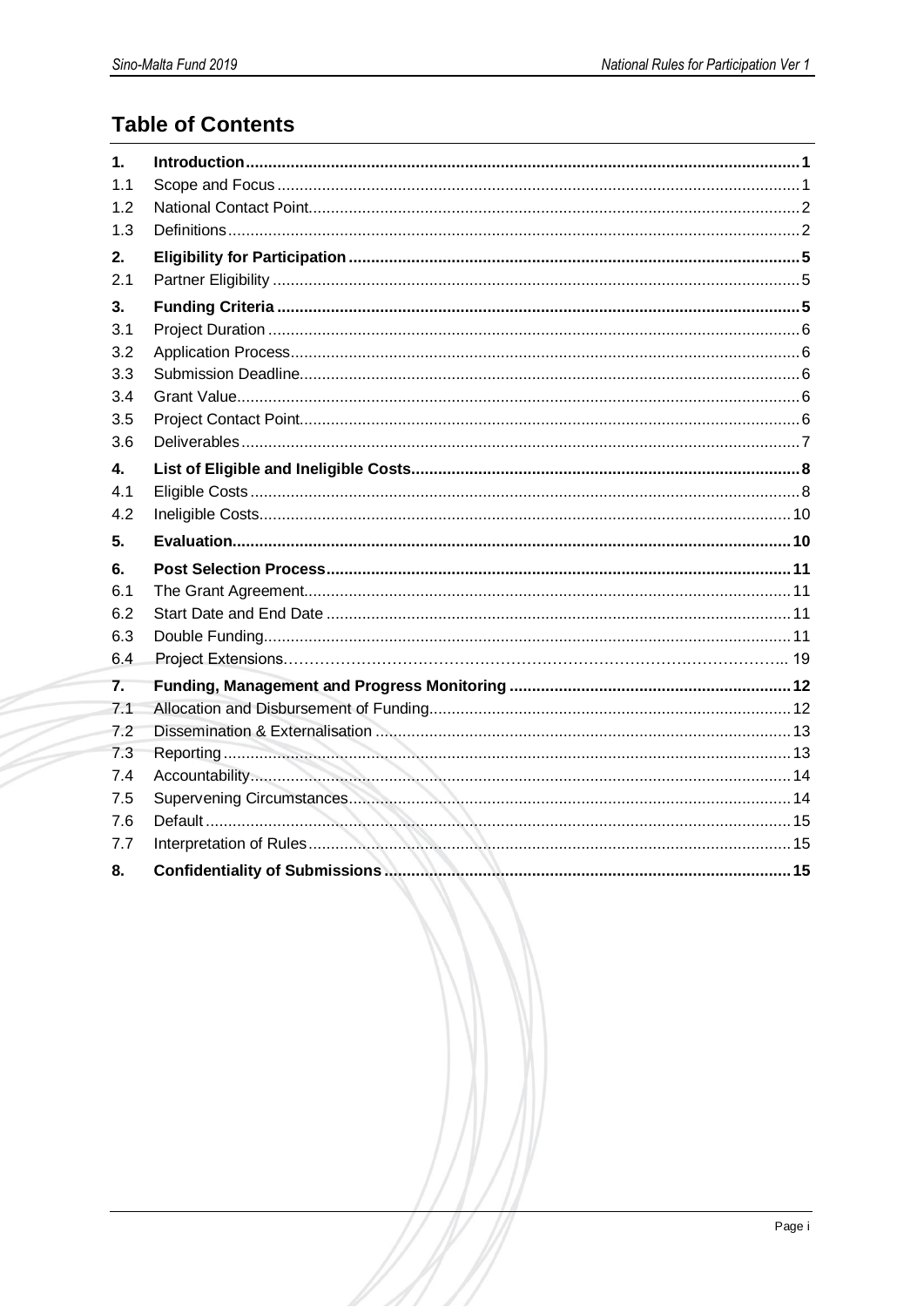# Table of Contents

| | | |
|---|---|---|
| **1.** | **Introduction** | **1** |
| 1.1 | Scope and Focus | 1 |
| 1.2 | National Contact Point | 2 |
| 1.3 | Definitions | 2 |
| **2.** | **Eligibility for Participation** | **5** |
| 2.1 | Partner Eligibility | 5 |
| **3.** | **Funding Criteria** | **5** |
| 3.1 | Project Duration | 6 |
| 3.2 | Application Process | 6 |
| 3.3 | Submission Deadline | 6 |
| 3.4 | Grant Value | 6 |
| 3.5 | Project Contact Point | 6 |
| 3.6 | Deliverables | 7 |
| **4.** | **List of Eligible and Ineligible Costs** | **8** |
| 4.1 | Eligible Costs | 8 |
| 4.2 | Ineligible Costs | 10 |
| **5.** | **Evaluation** | **10** |
| **6.** | **Post Selection Process** | **11** |
| 6.1 | The Grant Agreement | 11 |
| 6.2 | Start Date and End Date | 11 |
| 6.3 | Double Funding | 11 |
| 6.4 | Project Extensions | 19 |
| **7.** | **Funding, Management and Progress Monitoring** | **12** |
| 7.1 | Allocation and Disbursement of Funding | 12 |
| 7.2 | Dissemination & Externalisation | 13 |
| 7.3 | Reporting | 13 |
| 7.4 | Accountability | 14 |
| 7.5 | Supervening Circumstances | 14 |
| 7.6 | Default | 15 |
| 7.7 | Interpretation of Rules | 15 |
| **8.** | **Confidentiality of Submissions** | **15** |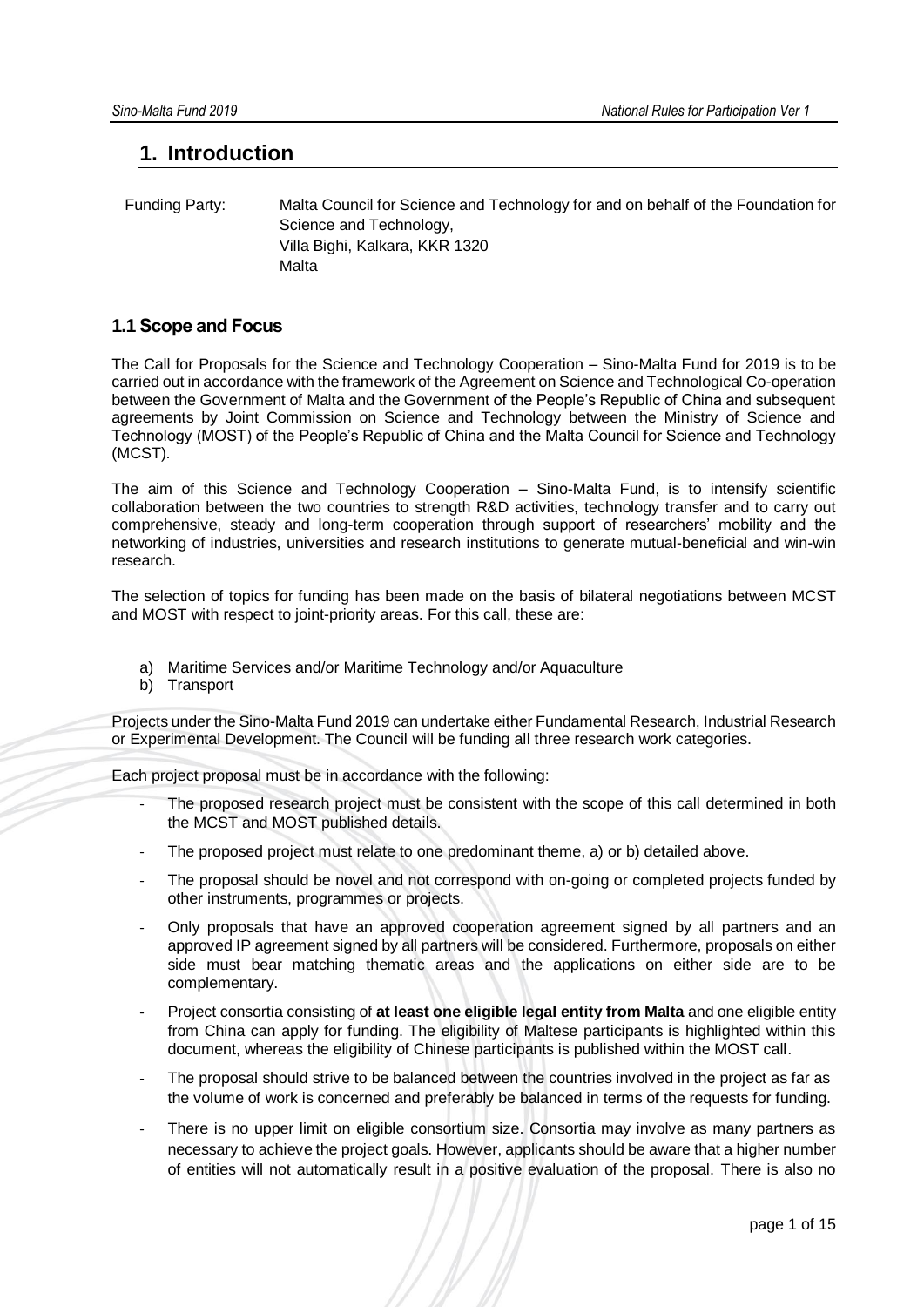# 1. Introduction

Funding Party: Malta Council for Science and Technology for and on behalf of the Foundation for Science and Technology,
Villa Bighi, Kalkara, KKR 1320
Malta

## 1.1 Scope and Focus

The Call for Proposals for the Science and Technology Cooperation – Sino-Malta Fund for 2019 is to be carried out in accordance with the framework of the Agreement on Science and Technological Co-operation between the Government of Malta and the Government of the People's Republic of China and subsequent agreements by Joint Commission on Science and Technology between the Ministry of Science and Technology (MOST) of the People's Republic of China and the Malta Council for Science and Technology (MCST).

The aim of this Science and Technology Cooperation – Sino-Malta Fund, is to intensify scientific collaboration between the two countries to strength R&D activities, technology transfer and to carry out comprehensive, steady and long-term cooperation through support of researchers' mobility and the networking of industries, universities and research institutions to generate mutual-beneficial and win-win research.

The selection of topics for funding has been made on the basis of bilateral negotiations between MCST and MOST with respect to joint-priority areas. For this call, these are:

a) Maritime Services and/or Maritime Technology and/or Aquaculture
b) Transport

Projects under the Sino-Malta Fund 2019 can undertake either Fundamental Research, Industrial Research or Experimental Development. The Council will be funding all three research work categories.

Each project proposal must be in accordance with the following:

- The proposed research project must be consistent with the scope of this call determined in both the MCST and MOST published details.
- The proposed project must relate to one predominant theme, a) or b) detailed above.
- The proposal should be novel and not correspond with on-going or completed projects funded by other instruments, programmes or projects.
- Only proposals that have an approved cooperation agreement signed by all partners and an approved IP agreement signed by all partners will be considered. Furthermore, proposals on either side must bear matching thematic areas and the applications on either side are to be complementary.
- Project consortia consisting of **at least one eligible legal entity from Malta** and one eligible entity from China can apply for funding. The eligibility of Maltese participants is highlighted within this document, whereas the eligibility of Chinese participants is published within the MOST call.
- The proposal should strive to be balanced between the countries involved in the project as far as the volume of work is concerned and preferably be balanced in terms of the requests for funding.
- There is no upper limit on eligible consortium size. Consortia may involve as many partners as necessary to achieve the project goals. However, applicants should be aware that a higher number of entities will not automatically result in a positive evaluation of the proposal. There is also no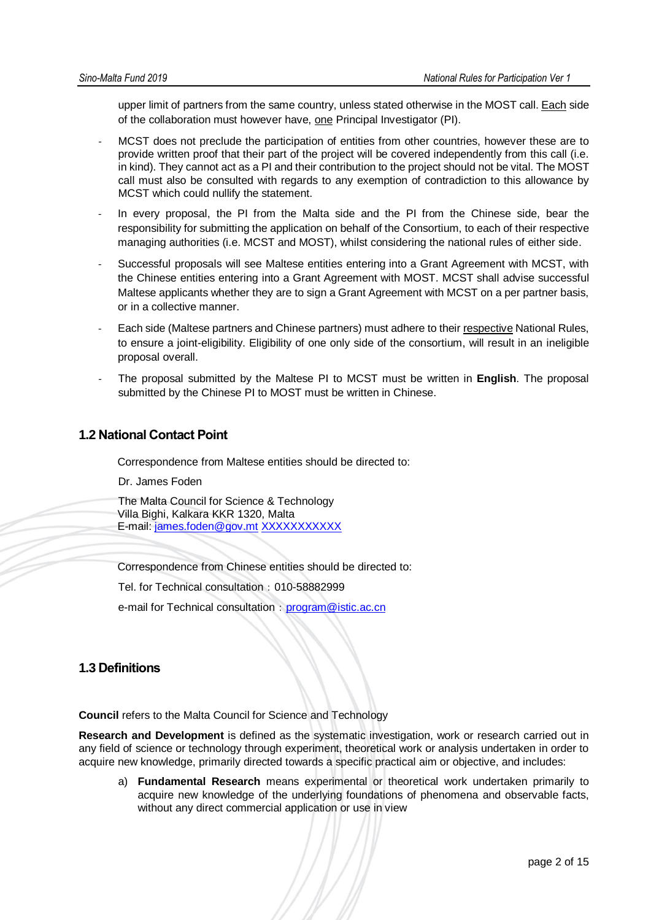upper limit of partners from the same country, unless stated otherwise in the MOST call. Each side of the collaboration must however have, one Principal Investigator (PI).

- MCST does not preclude the participation of entities from other countries, however these are to provide written proof that their part of the project will be covered independently from this call (i.e. in kind). They cannot act as a PI and their contribution to the project should not be vital. The MOST call must also be consulted with regards to any exemption of contradiction to this allowance by MCST which could nullify the statement.
- In every proposal, the PI from the Malta side and the PI from the Chinese side, bear the responsibility for submitting the application on behalf of the Consortium, to each of their respective managing authorities (i.e. MCST and MOST), whilst considering the national rules of either side.
- Successful proposals will see Maltese entities entering into a Grant Agreement with MCST, with the Chinese entities entering into a Grant Agreement with MOST. MCST shall advise successful Maltese applicants whether they are to sign a Grant Agreement with MCST on a per partner basis, or in a collective manner.
- Each side (Maltese partners and Chinese partners) must adhere to their respective National Rules, to ensure a joint-eligibility. Eligibility of one only side of the consortium, will result in an ineligible proposal overall.
- The proposal submitted by the Maltese PI to MCST must be written in **English**. The proposal submitted by the Chinese PI to MOST must be written in Chinese.

## 1.2 National Contact Point

Correspondence from Maltese entities should be directed to:

Dr. James Foden

The Malta Council for Science & Technology
Villa Bighi, Kalkara KKR 1320, Malta
E-mail: james.foden@gov.mt XXXXXXXXXXX

Correspondence from Chinese entities should be directed to:

Tel. for Technical consultation：010-58882999

e-mail for Technical consultation：program@istic.ac.cn

## 1.3 Definitions

**Council** refers to the Malta Council for Science and Technology

**Research and Development** is defined as the systematic investigation, work or research carried out in any field of science or technology through experiment, theoretical work or analysis undertaken in order to acquire new knowledge, primarily directed towards a specific practical aim or objective, and includes:

a) **Fundamental Research** means experimental or theoretical work undertaken primarily to acquire new knowledge of the underlying foundations of phenomena and observable facts, without any direct commercial application or use in view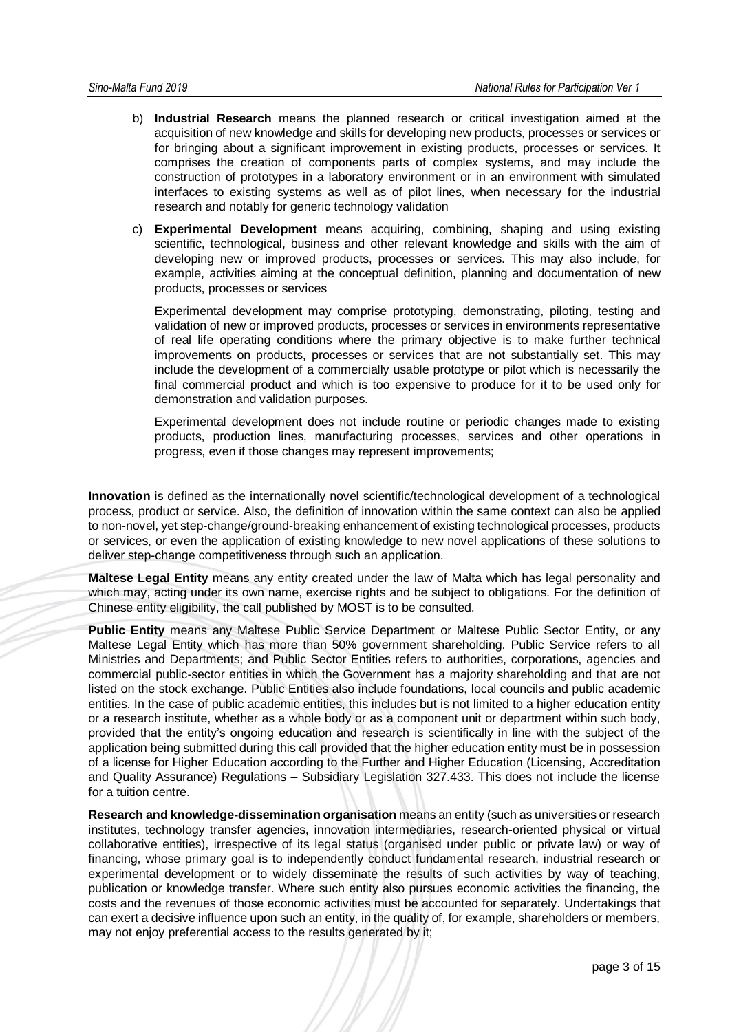b) **Industrial Research** means the planned research or critical investigation aimed at the acquisition of new knowledge and skills for developing new products, processes or services or for bringing about a significant improvement in existing products, processes or services. It comprises the creation of components parts of complex systems, and may include the construction of prototypes in a laboratory environment or in an environment with simulated interfaces to existing systems as well as of pilot lines, when necessary for the industrial research and notably for generic technology validation

c) **Experimental Development** means acquiring, combining, shaping and using existing scientific, technological, business and other relevant knowledge and skills with the aim of developing new or improved products, processes or services. This may also include, for example, activities aiming at the conceptual definition, planning and documentation of new products, processes or services

Experimental development may comprise prototyping, demonstrating, piloting, testing and validation of new or improved products, processes or services in environments representative of real life operating conditions where the primary objective is to make further technical improvements on products, processes or services that are not substantially set. This may include the development of a commercially usable prototype or pilot which is necessarily the final commercial product and which is too expensive to produce for it to be used only for demonstration and validation purposes.

Experimental development does not include routine or periodic changes made to existing products, production lines, manufacturing processes, services and other operations in progress, even if those changes may represent improvements;

**Innovation** is defined as the internationally novel scientific/technological development of a technological process, product or service. Also, the definition of innovation within the same context can also be applied to non-novel, yet step-change/ground-breaking enhancement of existing technological processes, products or services, or even the application of existing knowledge to new novel applications of these solutions to deliver step-change competitiveness through such an application.

**Maltese Legal Entity** means any entity created under the law of Malta which has legal personality and which may, acting under its own name, exercise rights and be subject to obligations. For the definition of Chinese entity eligibility, the call published by MOST is to be consulted.

**Public Entity** means any Maltese Public Service Department or Maltese Public Sector Entity, or any Maltese Legal Entity which has more than 50% government shareholding. Public Service refers to all Ministries and Departments; and Public Sector Entities refers to authorities, corporations, agencies and commercial public-sector entities in which the Government has a majority shareholding and that are not listed on the stock exchange. Public Entities also include foundations, local councils and public academic entities. In the case of public academic entities, this includes but is not limited to a higher education entity or a research institute, whether as a whole body or as a component unit or department within such body, provided that the entity's ongoing education and research is scientifically in line with the subject of the application being submitted during this call provided that the higher education entity must be in possession of a license for Higher Education according to the Further and Higher Education (Licensing, Accreditation and Quality Assurance) Regulations – Subsidiary Legislation 327.433. This does not include the license for a tuition centre.

**Research and knowledge-dissemination organisation** means an entity (such as universities or research institutes, technology transfer agencies, innovation intermediaries, research-oriented physical or virtual collaborative entities), irrespective of its legal status (organised under public or private law) or way of financing, whose primary goal is to independently conduct fundamental research, industrial research or experimental development or to widely disseminate the results of such activities by way of teaching, publication or knowledge transfer. Where such entity also pursues economic activities the financing, the costs and the revenues of those economic activities must be accounted for separately. Undertakings that can exert a decisive influence upon such an entity, in the quality of, for example, shareholders or members, may not enjoy preferential access to the results generated by it;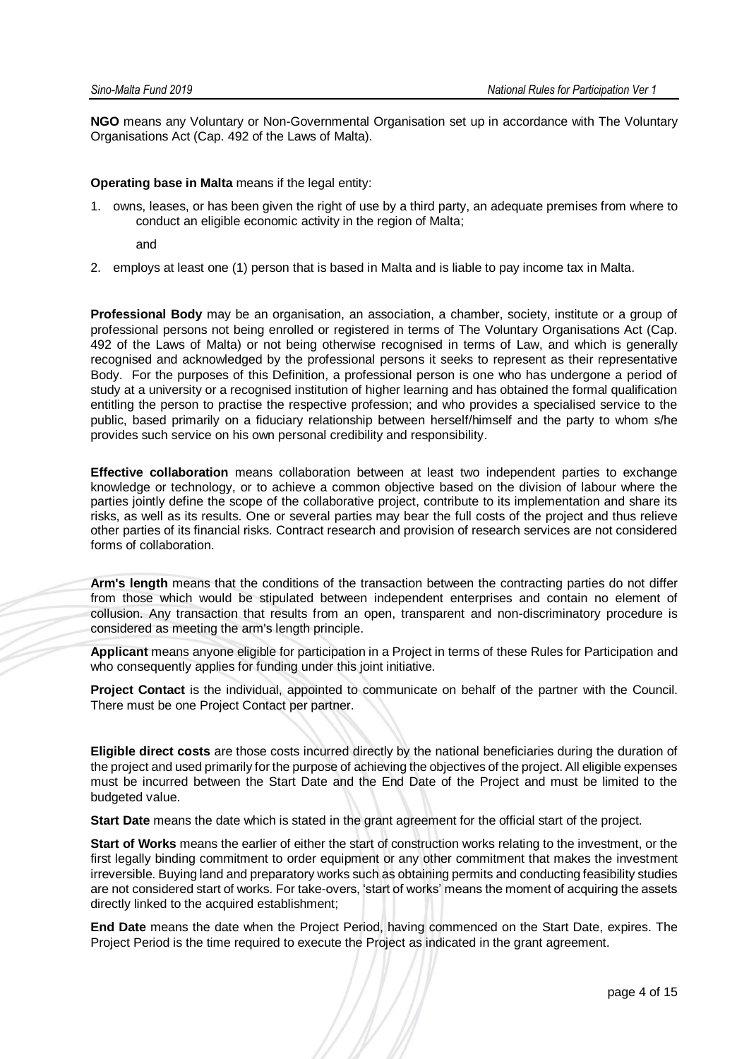**NGO** means any Voluntary or Non-Governmental Organisation set up in accordance with The Voluntary Organisations Act (Cap. 492 of the Laws of Malta).

**Operating base in Malta** means if the legal entity:

1. owns, leases, or has been given the right of use by a third party, an adequate premises from where to conduct an eligible economic activity in the region of Malta;

   and

2. employs at least one (1) person that is based in Malta and is liable to pay income tax in Malta.

**Professional Body** may be an organisation, an association, a chamber, society, institute or a group of professional persons not being enrolled or registered in terms of The Voluntary Organisations Act (Cap. 492 of the Laws of Malta) or not being otherwise recognised in terms of Law, and which is generally recognised and acknowledged by the professional persons it seeks to represent as their representative Body. For the purposes of this Definition, a professional person is one who has undergone a period of study at a university or a recognised institution of higher learning and has obtained the formal qualification entitling the person to practise the respective profession; and who provides a specialised service to the public, based primarily on a fiduciary relationship between herself/himself and the party to whom s/he provides such service on his own personal credibility and responsibility.

**Effective collaboration** means collaboration between at least two independent parties to exchange knowledge or technology, or to achieve a common objective based on the division of labour where the parties jointly define the scope of the collaborative project, contribute to its implementation and share its risks, as well as its results. One or several parties may bear the full costs of the project and thus relieve other parties of its financial risks. Contract research and provision of research services are not considered forms of collaboration.

**Arm's length** means that the conditions of the transaction between the contracting parties do not differ from those which would be stipulated between independent enterprises and contain no element of collusion. Any transaction that results from an open, transparent and non-discriminatory procedure is considered as meeting the arm's length principle.

**Applicant** means anyone eligible for participation in a Project in terms of these Rules for Participation and who consequently applies for funding under this joint initiative.

**Project Contact** is the individual, appointed to communicate on behalf of the partner with the Council. There must be one Project Contact per partner.

**Eligible direct costs** are those costs incurred directly by the national beneficiaries during the duration of the project and used primarily for the purpose of achieving the objectives of the project. All eligible expenses must be incurred between the Start Date and the End Date of the Project and must be limited to the budgeted value.

**Start Date** means the date which is stated in the grant agreement for the official start of the project.

**Start of Works** means the earlier of either the start of construction works relating to the investment, or the first legally binding commitment to order equipment or any other commitment that makes the investment irreversible. Buying land and preparatory works such as obtaining permits and conducting feasibility studies are not considered start of works. For take-overs, 'start of works' means the moment of acquiring the assets directly linked to the acquired establishment;

**End Date** means the date when the Project Period, having commenced on the Start Date, expires. The Project Period is the time required to execute the Project as indicated in the grant agreement.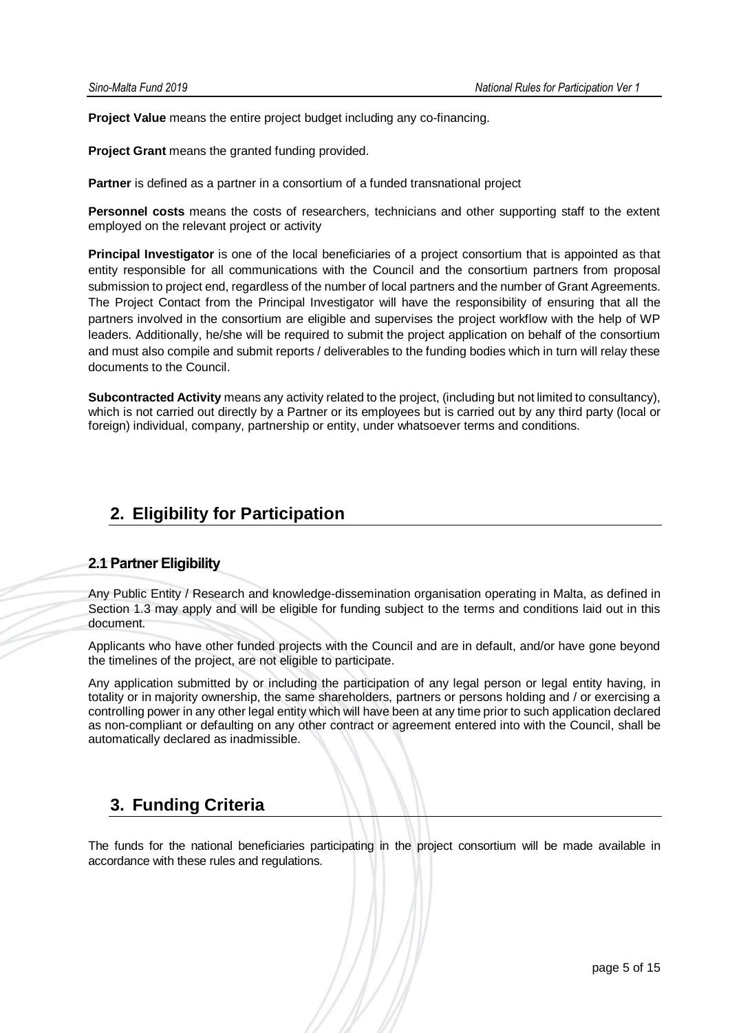**Project Value** means the entire project budget including any co-financing.

**Project Grant** means the granted funding provided.

**Partner** is defined as a partner in a consortium of a funded transnational project

**Personnel costs** means the costs of researchers, technicians and other supporting staff to the extent employed on the relevant project or activity

**Principal Investigator** is one of the local beneficiaries of a project consortium that is appointed as that entity responsible for all communications with the Council and the consortium partners from proposal submission to project end, regardless of the number of local partners and the number of Grant Agreements. The Project Contact from the Principal Investigator will have the responsibility of ensuring that all the partners involved in the consortium are eligible and supervises the project workflow with the help of WP leaders. Additionally, he/she will be required to submit the project application on behalf of the consortium and must also compile and submit reports / deliverables to the funding bodies which in turn will relay these documents to the Council.

**Subcontracted Activity** means any activity related to the project, (including but not limited to consultancy), which is not carried out directly by a Partner or its employees but is carried out by any third party (local or foreign) individual, company, partnership or entity, under whatsoever terms and conditions.

# 2. Eligibility for Participation

## 2.1 Partner Eligibility

Any Public Entity / Research and knowledge-dissemination organisation operating in Malta, as defined in Section 1.3 may apply and will be eligible for funding subject to the terms and conditions laid out in this document.

Applicants who have other funded projects with the Council and are in default, and/or have gone beyond the timelines of the project, are not eligible to participate.

Any application submitted by or including the participation of any legal person or legal entity having, in totality or in majority ownership, the same shareholders, partners or persons holding and / or exercising a controlling power in any other legal entity which will have been at any time prior to such application declared as non-compliant or defaulting on any other contract or agreement entered into with the Council, shall be automatically declared as inadmissible.

# 3. Funding Criteria

The funds for the national beneficiaries participating in the project consortium will be made available in accordance with these rules and regulations.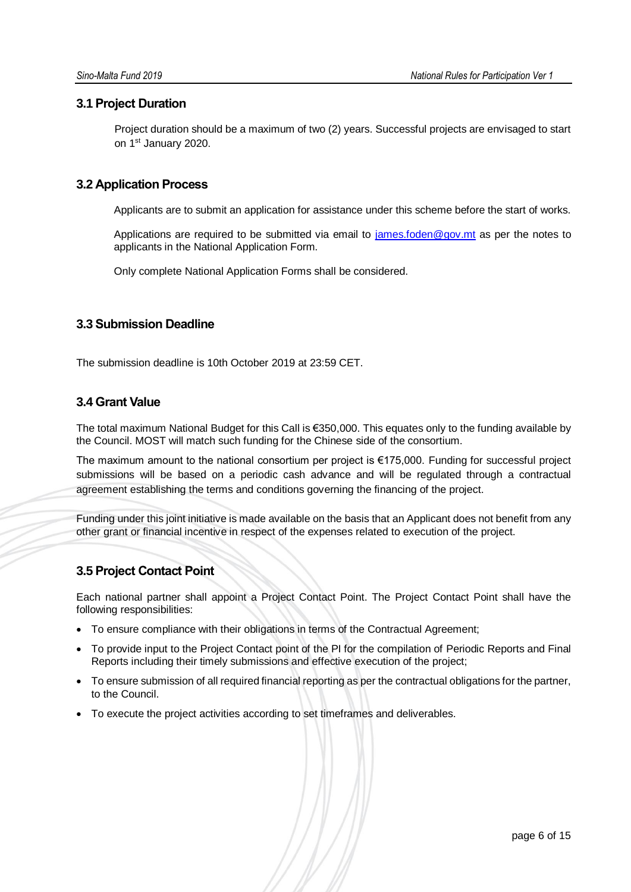### 3.1 Project Duration

Project duration should be a maximum of two (2) years. Successful projects are envisaged to start on 1st January 2020.

### 3.2 Application Process

Applicants are to submit an application for assistance under this scheme before the start of works.

Applications are required to be submitted via email to james.foden@gov.mt as per the notes to applicants in the National Application Form.

Only complete National Application Forms shall be considered.

### 3.3 Submission Deadline

The submission deadline is 10th October 2019 at 23:59 CET.

### 3.4 Grant Value

The total maximum National Budget for this Call is €350,000. This equates only to the funding available by the Council. MOST will match such funding for the Chinese side of the consortium.

The maximum amount to the national consortium per project is €175,000. Funding for successful project submissions will be based on a periodic cash advance and will be regulated through a contractual agreement establishing the terms and conditions governing the financing of the project.

Funding under this joint initiative is made available on the basis that an Applicant does not benefit from any other grant or financial incentive in respect of the expenses related to execution of the project.

### 3.5 Project Contact Point

Each national partner shall appoint a Project Contact Point. The Project Contact Point shall have the following responsibilities:

- To ensure compliance with their obligations in terms of the Contractual Agreement;
- To provide input to the Project Contact point of the PI for the compilation of Periodic Reports and Final Reports including their timely submissions and effective execution of the project;
- To ensure submission of all required financial reporting as per the contractual obligations for the partner, to the Council.
- To execute the project activities according to set timeframes and deliverables.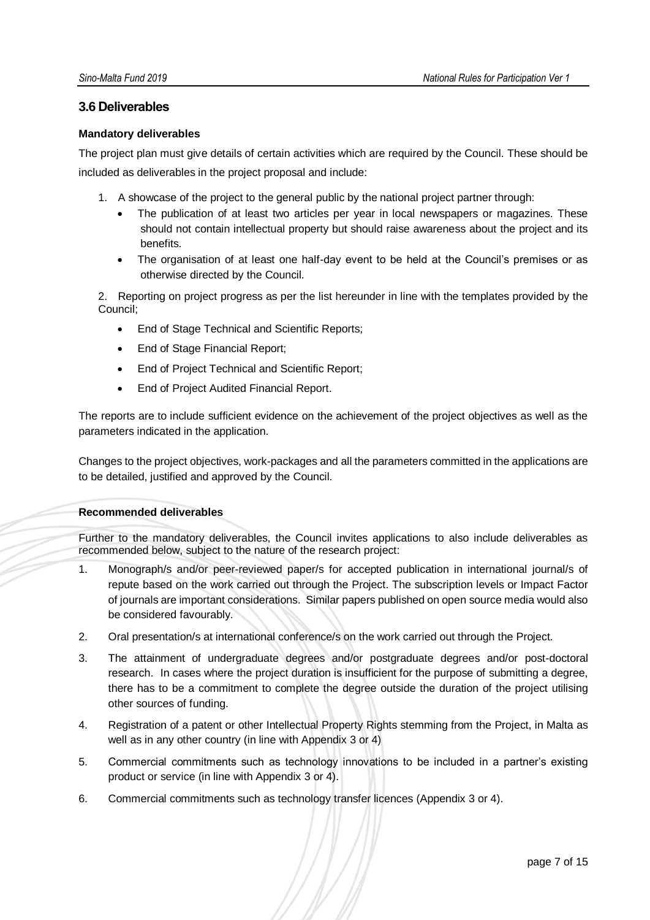## 3.6 Deliverables

**Mandatory deliverables**

The project plan must give details of certain activities which are required by the Council. These should be included as deliverables in the project proposal and include:

1. A showcase of the project to the general public by the national project partner through:
   - The publication of at least two articles per year in local newspapers or magazines. These should not contain intellectual property but should raise awareness about the project and its benefits.
   - The organisation of at least one half-day event to be held at the Council's premises or as otherwise directed by the Council.

2. Reporting on project progress as per the list hereunder in line with the templates provided by the Council;
   - End of Stage Technical and Scientific Reports;
   - End of Stage Financial Report;
   - End of Project Technical and Scientific Report;
   - End of Project Audited Financial Report.

The reports are to include sufficient evidence on the achievement of the project objectives as well as the parameters indicated in the application.

Changes to the project objectives, work-packages and all the parameters committed in the applications are to be detailed, justified and approved by the Council.

**Recommended deliverables**

Further to the mandatory deliverables, the Council invites applications to also include deliverables as recommended below, subject to the nature of the research project:

1. Monograph/s and/or peer-reviewed paper/s for accepted publication in international journal/s of repute based on the work carried out through the Project. The subscription levels or Impact Factor of journals are important considerations. Similar papers published on open source media would also be considered favourably.
2. Oral presentation/s at international conference/s on the work carried out through the Project.
3. The attainment of undergraduate degrees and/or postgraduate degrees and/or post-doctoral research. In cases where the project duration is insufficient for the purpose of submitting a degree, there has to be a commitment to complete the degree outside the duration of the project utilising other sources of funding.
4. Registration of a patent or other Intellectual Property Rights stemming from the Project, in Malta as well as in any other country (in line with Appendix 3 or 4)
5. Commercial commitments such as technology innovations to be included in a partner's existing product or service (in line with Appendix 3 or 4).
6. Commercial commitments such as technology transfer licences (Appendix 3 or 4).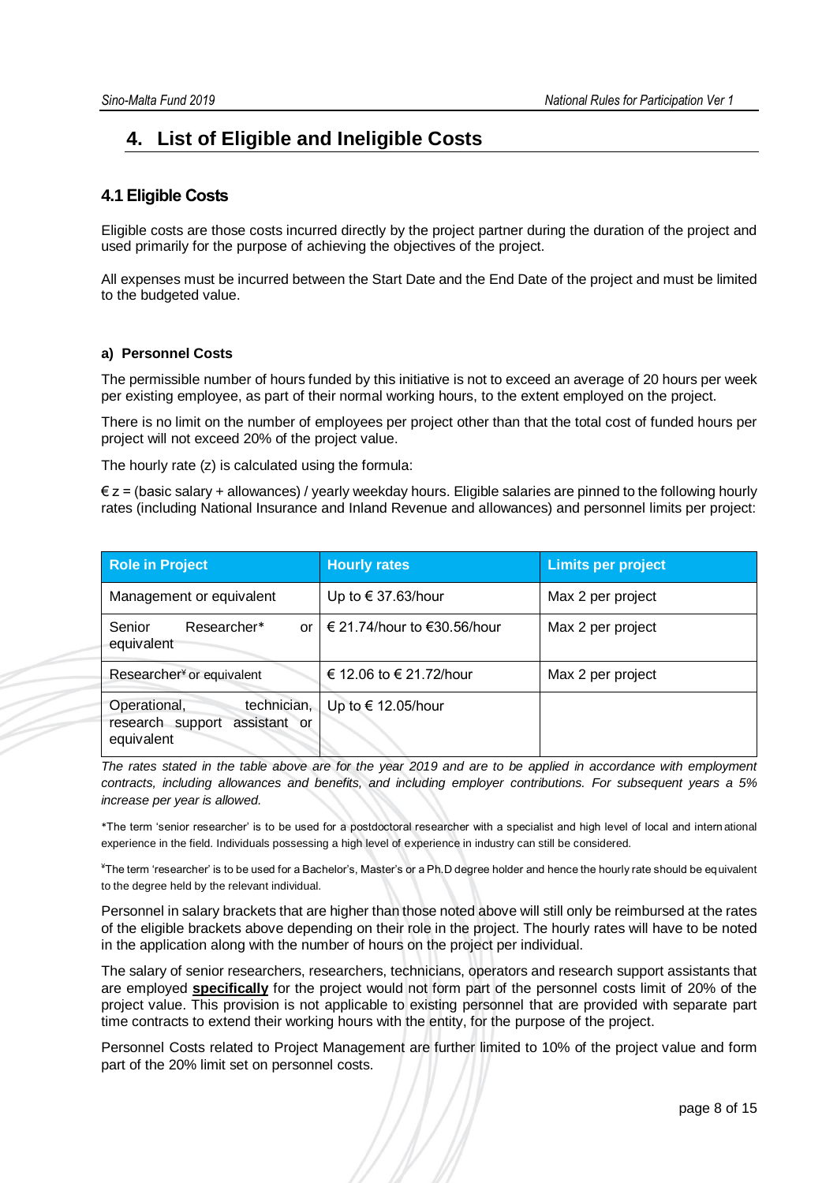# 4. List of Eligible and Ineligible Costs

## 4.1 Eligible Costs

Eligible costs are those costs incurred directly by the project partner during the duration of the project and used primarily for the purpose of achieving the objectives of the project.

All expenses must be incurred between the Start Date and the End Date of the project and must be limited to the budgeted value.

### a) Personnel Costs

The permissible number of hours funded by this initiative is not to exceed an average of 20 hours per week per existing employee, as part of their normal working hours, to the extent employed on the project.

There is no limit on the number of employees per project other than that the total cost of funded hours per project will not exceed 20% of the project value.

The hourly rate (z) is calculated using the formula:

€ z = (basic salary + allowances) / yearly weekday hours. Eligible salaries are pinned to the following hourly rates (including National Insurance and Inland Revenue and allowances) and personnel limits per project:

| Role in Project | Hourly rates | Limits per project |
|---|---|---|
| Management or equivalent | Up to € 37.63/hour | Max 2 per project |
| Senior Researcher* or equivalent | € 21.74/hour to €30.56/hour | Max 2 per project |
| Researcher¥ or equivalent | € 12.06 to € 21.72/hour | Max 2 per project |
| Operational, technician, research support assistant or equivalent | Up to € 12.05/hour | |

*The rates stated in the table above are for the year 2019 and are to be applied in accordance with employment contracts, including allowances and benefits, and including employer contributions. For subsequent years a 5% increase per year is allowed.*

*The term 'senior researcher' is to be used for a postdoctoral researcher with a specialist and high level of local and international experience in the field. Individuals possessing a high level of experience in industry can still be considered.

¥The term 'researcher' is to be used for a Bachelor's, Master's or a Ph.D degree holder and hence the hourly rate should be equivalent to the degree held by the relevant individual.

Personnel in salary brackets that are higher than those noted above will still only be reimbursed at the rates of the eligible brackets above depending on their role in the project. The hourly rates will have to be noted in the application along with the number of hours on the project per individual.

The salary of senior researchers, researchers, technicians, operators and research support assistants that are employed **specifically** for the project would not form part of the personnel costs limit of 20% of the project value. This provision is not applicable to existing personnel that are provided with separate part time contracts to extend their working hours with the entity, for the purpose of the project.

Personnel Costs related to Project Management are further limited to 10% of the project value and form part of the 20% limit set on personnel costs.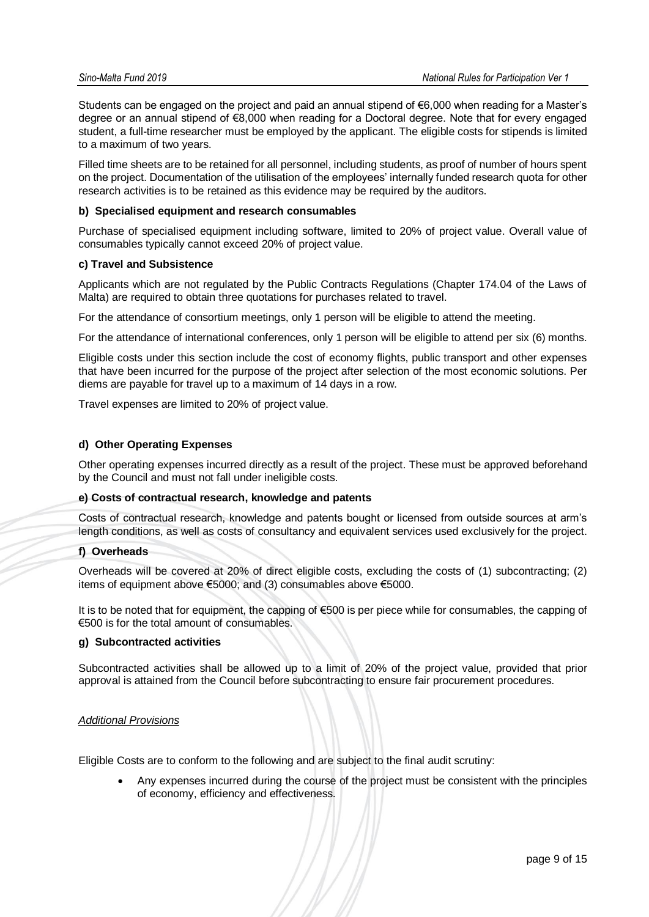Students can be engaged on the project and paid an annual stipend of €6,000 when reading for a Master's degree or an annual stipend of €8,000 when reading for a Doctoral degree. Note that for every engaged student, a full-time researcher must be employed by the applicant. The eligible costs for stipends is limited to a maximum of two years.

Filled time sheets are to be retained for all personnel, including students, as proof of number of hours spent on the project. Documentation of the utilisation of the employees' internally funded research quota for other research activities is to be retained as this evidence may be required by the auditors.

**b) Specialised equipment and research consumables**

Purchase of specialised equipment including software, limited to 20% of project value. Overall value of consumables typically cannot exceed 20% of project value.

**c) Travel and Subsistence**

Applicants which are not regulated by the Public Contracts Regulations (Chapter 174.04 of the Laws of Malta) are required to obtain three quotations for purchases related to travel.

For the attendance of consortium meetings, only 1 person will be eligible to attend the meeting.

For the attendance of international conferences, only 1 person will be eligible to attend per six (6) months.

Eligible costs under this section include the cost of economy flights, public transport and other expenses that have been incurred for the purpose of the project after selection of the most economic solutions. Per diems are payable for travel up to a maximum of 14 days in a row.

Travel expenses are limited to 20% of project value.

**d) Other Operating Expenses**

Other operating expenses incurred directly as a result of the project. These must be approved beforehand by the Council and must not fall under ineligible costs.

**e) Costs of contractual research, knowledge and patents**

Costs of contractual research, knowledge and patents bought or licensed from outside sources at arm's length conditions, as well as costs of consultancy and equivalent services used exclusively for the project.

**f) Overheads**

Overheads will be covered at 20% of direct eligible costs, excluding the costs of (1) subcontracting; (2) items of equipment above €5000; and (3) consumables above €5000.

It is to be noted that for equipment, the capping of €500 is per piece while for consumables, the capping of €500 is for the total amount of consumables.

**g) Subcontracted activities**

Subcontracted activities shall be allowed up to a limit of 20% of the project value, provided that prior approval is attained from the Council before subcontracting to ensure fair procurement procedures.

*Additional Provisions*

Eligible Costs are to conform to the following and are subject to the final audit scrutiny:

- Any expenses incurred during the course of the project must be consistent with the principles of economy, efficiency and effectiveness.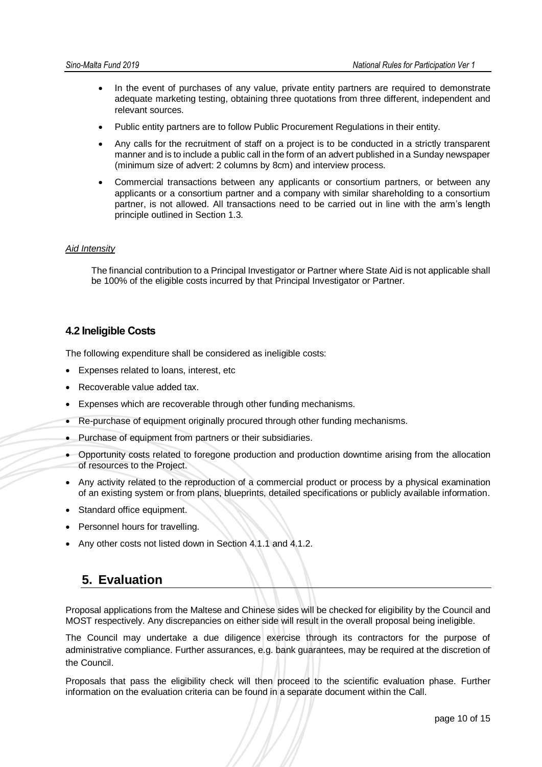- In the event of purchases of any value, private entity partners are required to demonstrate adequate marketing testing, obtaining three quotations from three different, independent and relevant sources.
- Public entity partners are to follow Public Procurement Regulations in their entity.
- Any calls for the recruitment of staff on a project is to be conducted in a strictly transparent manner and is to include a public call in the form of an advert published in a Sunday newspaper (minimum size of advert: 2 columns by 8cm) and interview process.
- Commercial transactions between any applicants or consortium partners, or between any applicants or a consortium partner and a company with similar shareholding to a consortium partner, is not allowed. All transactions need to be carried out in line with the arm's length principle outlined in Section 1.3.

*Aid Intensity*

The financial contribution to a Principal Investigator or Partner where State Aid is not applicable shall be 100% of the eligible costs incurred by that Principal Investigator or Partner.

### 4.2 Ineligible Costs

The following expenditure shall be considered as ineligible costs:

- Expenses related to loans, interest, etc
- Recoverable value added tax.
- Expenses which are recoverable through other funding mechanisms.
- Re-purchase of equipment originally procured through other funding mechanisms.
- Purchase of equipment from partners or their subsidiaries.
- Opportunity costs related to foregone production and production downtime arising from the allocation of resources to the Project.
- Any activity related to the reproduction of a commercial product or process by a physical examination of an existing system or from plans, blueprints, detailed specifications or publicly available information.
- Standard office equipment.
- Personnel hours for travelling.
- Any other costs not listed down in Section 4.1.1 and 4.1.2.

## 5. Evaluation

Proposal applications from the Maltese and Chinese sides will be checked for eligibility by the Council and MOST respectively. Any discrepancies on either side will result in the overall proposal being ineligible.

The Council may undertake a due diligence exercise through its contractors for the purpose of administrative compliance. Further assurances, e.g. bank guarantees, may be required at the discretion of the Council.

Proposals that pass the eligibility check will then proceed to the scientific evaluation phase. Further information on the evaluation criteria can be found in a separate document within the Call.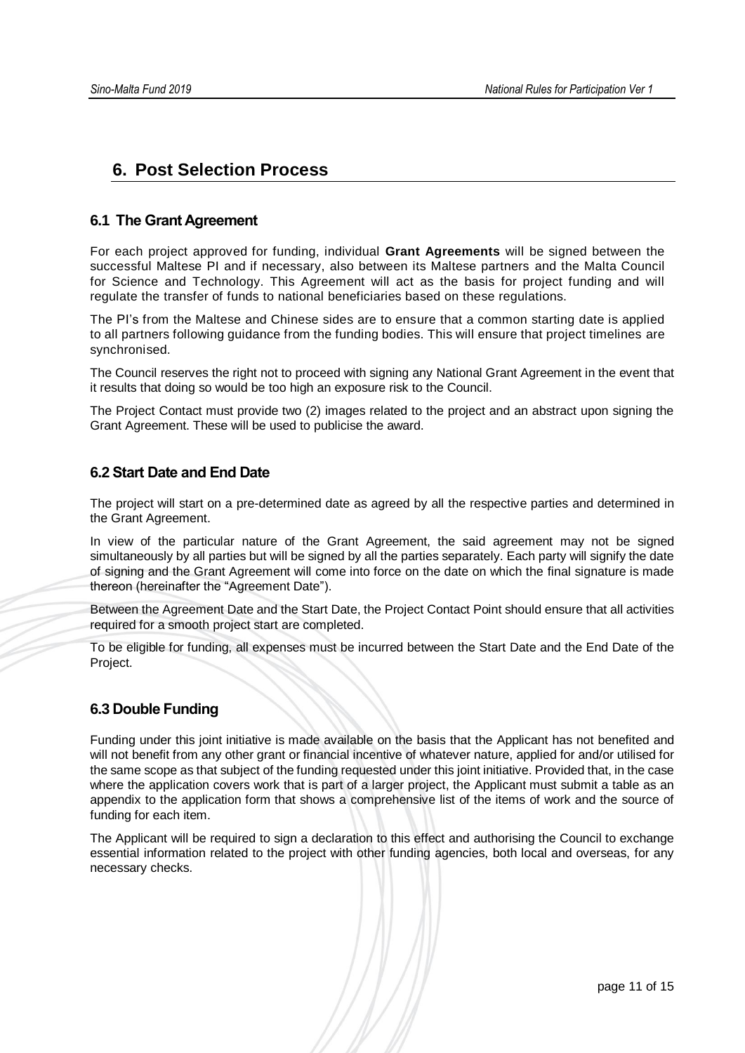# 6. Post Selection Process

## 6.1 The Grant Agreement

For each project approved for funding, individual **Grant Agreements** will be signed between the successful Maltese PI and if necessary, also between its Maltese partners and the Malta Council for Science and Technology. This Agreement will act as the basis for project funding and will regulate the transfer of funds to national beneficiaries based on these regulations.

The PI's from the Maltese and Chinese sides are to ensure that a common starting date is applied to all partners following guidance from the funding bodies. This will ensure that project timelines are synchronised.

The Council reserves the right not to proceed with signing any National Grant Agreement in the event that it results that doing so would be too high an exposure risk to the Council.

The Project Contact must provide two (2) images related to the project and an abstract upon signing the Grant Agreement. These will be used to publicise the award.

## 6.2 Start Date and End Date

The project will start on a pre-determined date as agreed by all the respective parties and determined in the Grant Agreement.

In view of the particular nature of the Grant Agreement, the said agreement may not be signed simultaneously by all parties but will be signed by all the parties separately. Each party will signify the date of signing and the Grant Agreement will come into force on the date on which the final signature is made thereon (hereinafter the "Agreement Date").

Between the Agreement Date and the Start Date, the Project Contact Point should ensure that all activities required for a smooth project start are completed.

To be eligible for funding, all expenses must be incurred between the Start Date and the End Date of the Project.

## 6.3 Double Funding

Funding under this joint initiative is made available on the basis that the Applicant has not benefited and will not benefit from any other grant or financial incentive of whatever nature, applied for and/or utilised for the same scope as that subject of the funding requested under this joint initiative. Provided that, in the case where the application covers work that is part of a larger project, the Applicant must submit a table as an appendix to the application form that shows a comprehensive list of the items of work and the source of funding for each item.

The Applicant will be required to sign a declaration to this effect and authorising the Council to exchange essential information related to the project with other funding agencies, both local and overseas, for any necessary checks.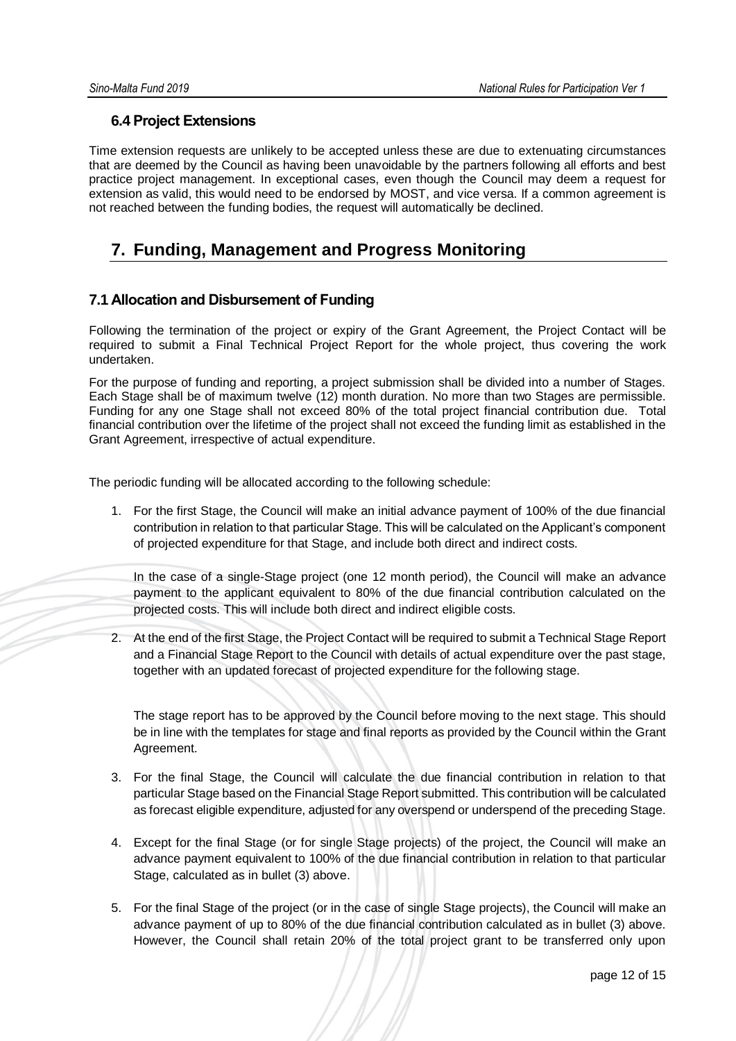### 6.4 Project Extensions

Time extension requests are unlikely to be accepted unless these are due to extenuating circumstances that are deemed by the Council as having been unavoidable by the partners following all efforts and best practice project management. In exceptional cases, even though the Council may deem a request for extension as valid, this would need to be endorsed by MOST, and vice versa. If a common agreement is not reached between the funding bodies, the request will automatically be declined.

## 7. Funding, Management and Progress Monitoring

### 7.1 Allocation and Disbursement of Funding

Following the termination of the project or expiry of the Grant Agreement, the Project Contact will be required to submit a Final Technical Project Report for the whole project, thus covering the work undertaken.

For the purpose of funding and reporting, a project submission shall be divided into a number of Stages. Each Stage shall be of maximum twelve (12) month duration. No more than two Stages are permissible. Funding for any one Stage shall not exceed 80% of the total project financial contribution due. Total financial contribution over the lifetime of the project shall not exceed the funding limit as established in the Grant Agreement, irrespective of actual expenditure.

The periodic funding will be allocated according to the following schedule:

1. For the first Stage, the Council will make an initial advance payment of 100% of the due financial contribution in relation to that particular Stage. This will be calculated on the Applicant's component of projected expenditure for that Stage, and include both direct and indirect costs.

   In the case of a single-Stage project (one 12 month period), the Council will make an advance payment to the applicant equivalent to 80% of the due financial contribution calculated on the projected costs. This will include both direct and indirect eligible costs.

2. At the end of the first Stage, the Project Contact will be required to submit a Technical Stage Report and a Financial Stage Report to the Council with details of actual expenditure over the past stage, together with an updated forecast of projected expenditure for the following stage.

   The stage report has to be approved by the Council before moving to the next stage. This should be in line with the templates for stage and final reports as provided by the Council within the Grant Agreement.

3. For the final Stage, the Council will calculate the due financial contribution in relation to that particular Stage based on the Financial Stage Report submitted. This contribution will be calculated as forecast eligible expenditure, adjusted for any overspend or underspend of the preceding Stage.

4. Except for the final Stage (or for single Stage projects) of the project, the Council will make an advance payment equivalent to 100% of the due financial contribution in relation to that particular Stage, calculated as in bullet (3) above.

5. For the final Stage of the project (or in the case of single Stage projects), the Council will make an advance payment of up to 80% of the due financial contribution calculated as in bullet (3) above. However, the Council shall retain 20% of the total project grant to be transferred only upon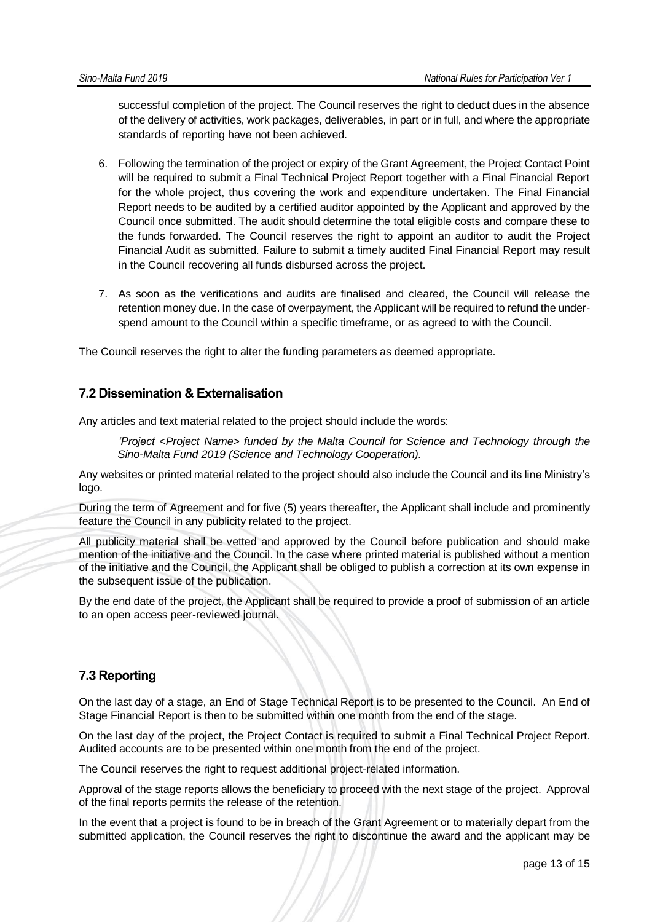successful completion of the project. The Council reserves the right to deduct dues in the absence of the delivery of activities, work packages, deliverables, in part or in full, and where the appropriate standards of reporting have not been achieved.

6. Following the termination of the project or expiry of the Grant Agreement, the Project Contact Point will be required to submit a Final Technical Project Report together with a Final Financial Report for the whole project, thus covering the work and expenditure undertaken. The Final Financial Report needs to be audited by a certified auditor appointed by the Applicant and approved by the Council once submitted. The audit should determine the total eligible costs and compare these to the funds forwarded. The Council reserves the right to appoint an auditor to audit the Project Financial Audit as submitted. Failure to submit a timely audited Final Financial Report may result in the Council recovering all funds disbursed across the project.

7. As soon as the verifications and audits are finalised and cleared, the Council will release the retention money due. In the case of overpayment, the Applicant will be required to refund the under-spend amount to the Council within a specific timeframe, or as agreed to with the Council.

The Council reserves the right to alter the funding parameters as deemed appropriate.

## 7.2 Dissemination & Externalisation

Any articles and text material related to the project should include the words:

> *'Project <Project Name> funded by the Malta Council for Science and Technology through the Sino-Malta Fund 2019 (Science and Technology Cooperation).*

Any websites or printed material related to the project should also include the Council and its line Ministry's logo.

During the term of Agreement and for five (5) years thereafter, the Applicant shall include and prominently feature the Council in any publicity related to the project.

All publicity material shall be vetted and approved by the Council before publication and should make mention of the initiative and the Council. In the case where printed material is published without a mention of the initiative and the Council, the Applicant shall be obliged to publish a correction at its own expense in the subsequent issue of the publication.

By the end date of the project, the Applicant shall be required to provide a proof of submission of an article to an open access peer-reviewed journal.

## 7.3 Reporting

On the last day of a stage, an End of Stage Technical Report is to be presented to the Council. An End of Stage Financial Report is then to be submitted within one month from the end of the stage.

On the last day of the project, the Project Contact is required to submit a Final Technical Project Report. Audited accounts are to be presented within one month from the end of the project.

The Council reserves the right to request additional project-related information.

Approval of the stage reports allows the beneficiary to proceed with the next stage of the project. Approval of the final reports permits the release of the retention.

In the event that a project is found to be in breach of the Grant Agreement or to materially depart from the submitted application, the Council reserves the right to discontinue the award and the applicant may be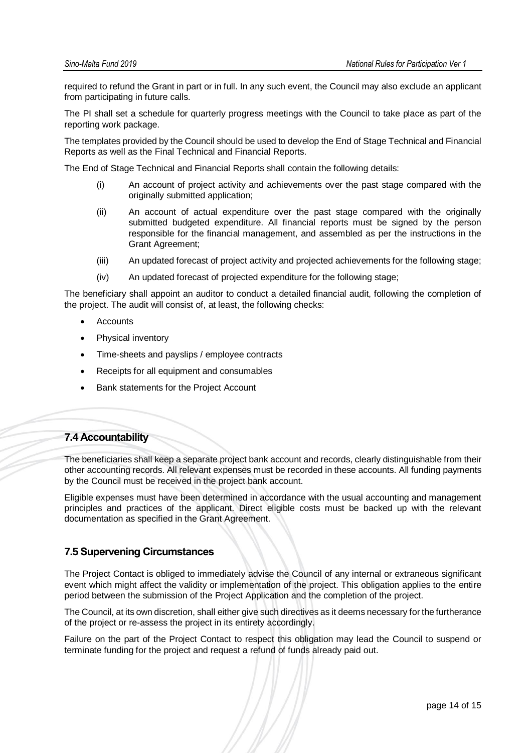required to refund the Grant in part or in full. In any such event, the Council may also exclude an applicant from participating in future calls.

The PI shall set a schedule for quarterly progress meetings with the Council to take place as part of the reporting work package.

The templates provided by the Council should be used to develop the End of Stage Technical and Financial Reports as well as the Final Technical and Financial Reports.

The End of Stage Technical and Financial Reports shall contain the following details:

(i) An account of project activity and achievements over the past stage compared with the originally submitted application;

(ii) An account of actual expenditure over the past stage compared with the originally submitted budgeted expenditure. All financial reports must be signed by the person responsible for the financial management, and assembled as per the instructions in the Grant Agreement;

(iii) An updated forecast of project activity and projected achievements for the following stage;

(iv) An updated forecast of projected expenditure for the following stage;

The beneficiary shall appoint an auditor to conduct a detailed financial audit, following the completion of the project. The audit will consist of, at least, the following checks:

- Accounts
- Physical inventory
- Time-sheets and payslips / employee contracts
- Receipts for all equipment and consumables
- Bank statements for the Project Account

## 7.4 Accountability

The beneficiaries shall keep a separate project bank account and records, clearly distinguishable from their other accounting records. All relevant expenses must be recorded in these accounts. All funding payments by the Council must be received in the project bank account.

Eligible expenses must have been determined in accordance with the usual accounting and management principles and practices of the applicant. Direct eligible costs must be backed up with the relevant documentation as specified in the Grant Agreement.

## 7.5 Supervening Circumstances

The Project Contact is obliged to immediately advise the Council of any internal or extraneous significant event which might affect the validity or implementation of the project. This obligation applies to the entire period between the submission of the Project Application and the completion of the project.

The Council, at its own discretion, shall either give such directives as it deems necessary for the furtherance of the project or re-assess the project in its entirety accordingly.

Failure on the part of the Project Contact to respect this obligation may lead the Council to suspend or terminate funding for the project and request a refund of funds already paid out.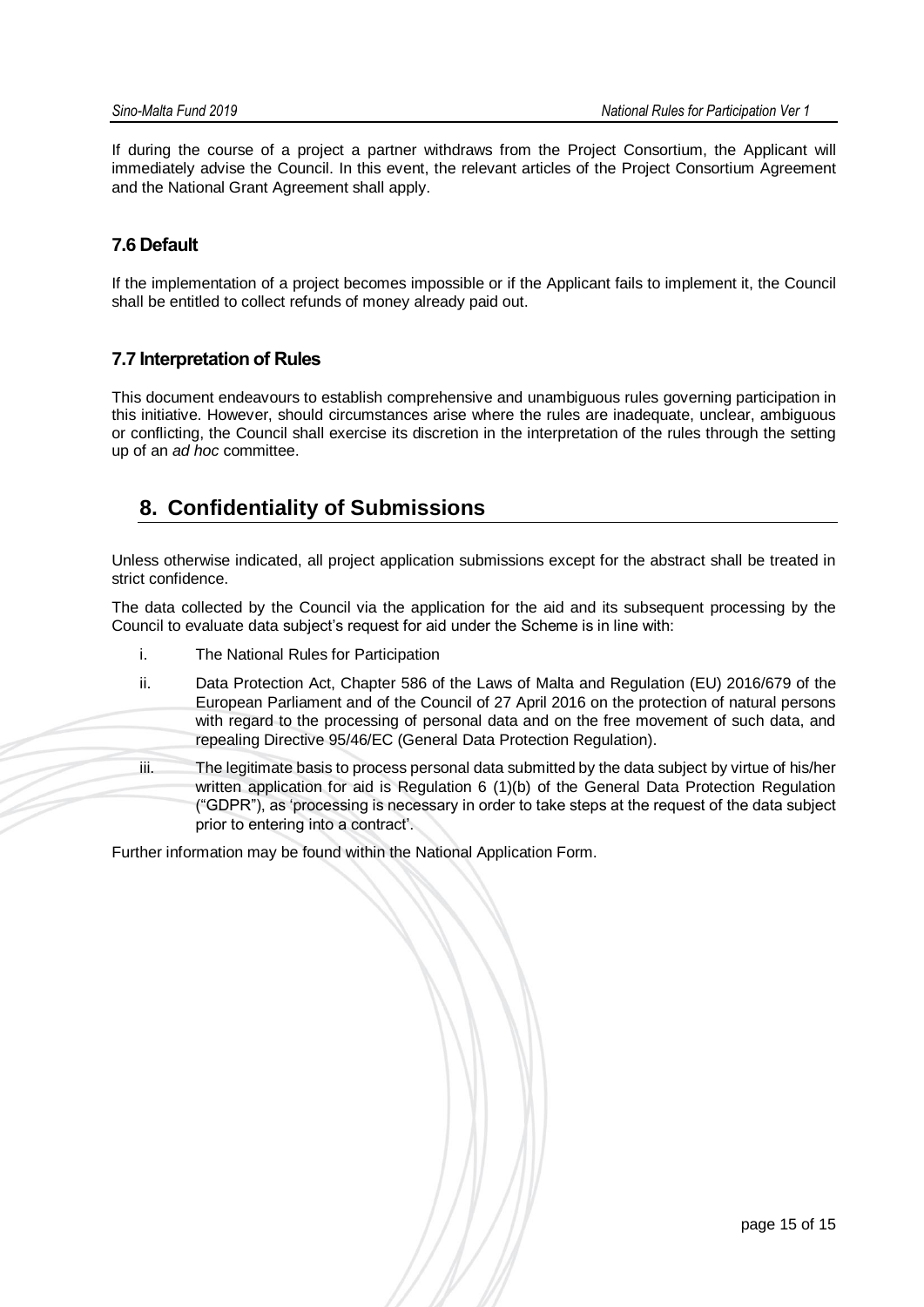If during the course of a project a partner withdraws from the Project Consortium, the Applicant will immediately advise the Council. In this event, the relevant articles of the Project Consortium Agreement and the National Grant Agreement shall apply.

### 7.6 Default

If the implementation of a project becomes impossible or if the Applicant fails to implement it, the Council shall be entitled to collect refunds of money already paid out.

### 7.7 Interpretation of Rules

This document endeavours to establish comprehensive and unambiguous rules governing participation in this initiative. However, should circumstances arise where the rules are inadequate, unclear, ambiguous or conflicting, the Council shall exercise its discretion in the interpretation of the rules through the setting up of an *ad hoc* committee.

## 8. Confidentiality of Submissions

Unless otherwise indicated, all project application submissions except for the abstract shall be treated in strict confidence.

The data collected by the Council via the application for the aid and its subsequent processing by the Council to evaluate data subject's request for aid under the Scheme is in line with:

i. The National Rules for Participation

ii. Data Protection Act, Chapter 586 of the Laws of Malta and Regulation (EU) 2016/679 of the European Parliament and of the Council of 27 April 2016 on the protection of natural persons with regard to the processing of personal data and on the free movement of such data, and repealing Directive 95/46/EC (General Data Protection Regulation).

iii. The legitimate basis to process personal data submitted by the data subject by virtue of his/her written application for aid is Regulation 6 (1)(b) of the General Data Protection Regulation ("GDPR"), as 'processing is necessary in order to take steps at the request of the data subject prior to entering into a contract'.

Further information may be found within the National Application Form.